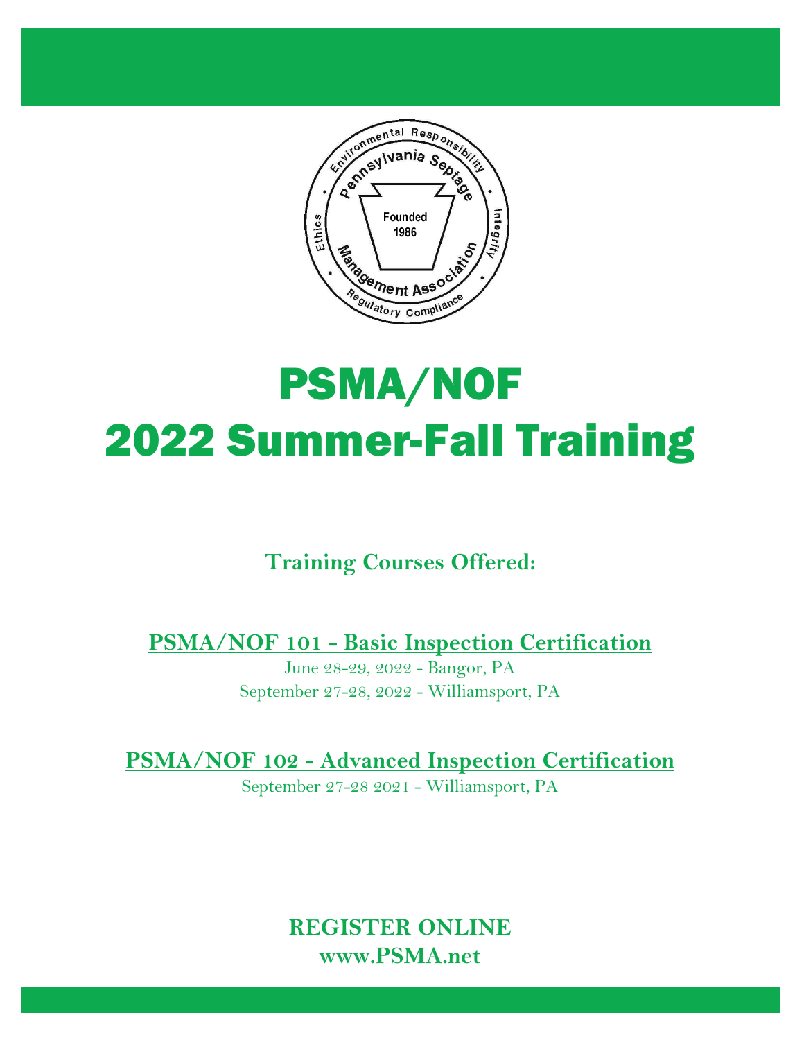# PSMA/NOF
# 2022 Summer-Fall Training

## Training Courses Offered:

### PSMA/NOF 101 - Basic Inspection Certification

June 28-29, 2022 - Bangor, PA
September 27-28, 2022 - Williamsport, PA

### PSMA/NOF 102 - Advanced Inspection Certification

September 27-28 2021 - Williamsport, PA

**REGISTER ONLINE**
**www.PSMA.net**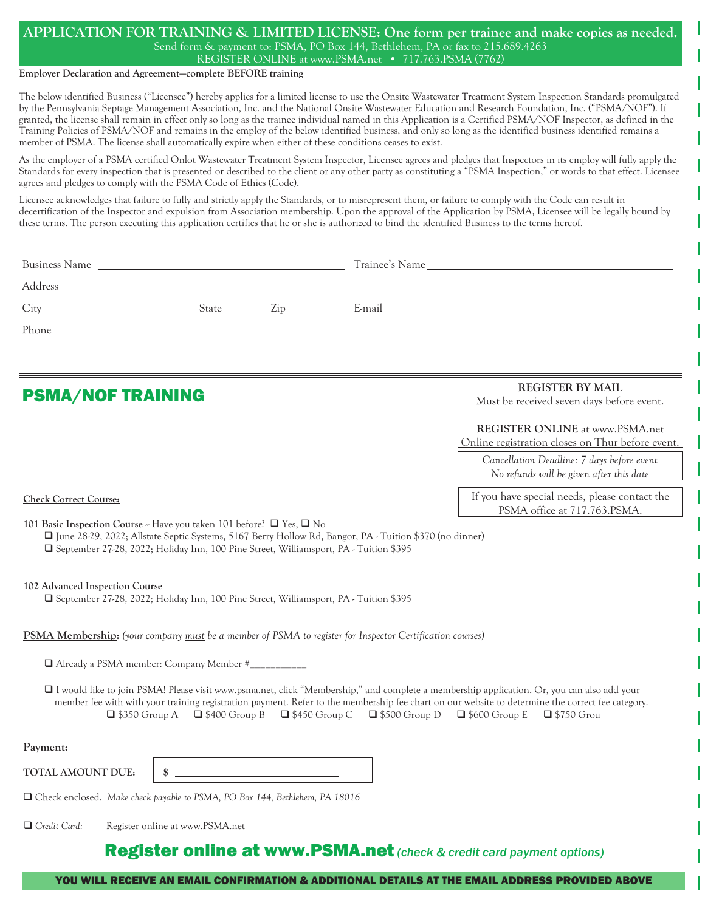# APPLICATION FOR TRAINING & LIMITED LICENSE: One form per trainee and make copies as needed.

Send form & payment to: PSMA, PO Box 144, Bethlehem, PA or fax to 215.689.4263

REGISTER ONLINE at www.PSMA.net • 717.763.PSMA (7762)

**Employer Declaration and Agreement—complete BEFORE training**

The below identified Business ("Licensee") hereby applies for a limited license to use the Onsite Wastewater Treatment System Inspection Standards promulgated by the Pennsylvania Septage Management Association, Inc. and the National Onsite Wastewater Education and Research Foundation, Inc. ("PSMA/NOF"). If granted, the license shall remain in effect only so long as the trainee individual named in this Application is a Certified PSMA/NOF Inspector, as defined in the Training Policies of PSMA/NOF and remains in the employ of the below identified business, and only so long as the identified business identified remains a member of PSMA. The license shall automatically expire when either of these conditions ceases to exist.

As the employer of a PSMA certified Onlot Wastewater Treatment System Inspector, Licensee agrees and pledges that Inspectors in its employ will fully apply the Standards for every inspection that is presented or described to the client or any other party as constituting a "PSMA Inspection," or words to that effect. Licensee agrees and pledges to comply with the PSMA Code of Ethics (Code).

Licensee acknowledges that failure to fully and strictly apply the Standards, or to misrepresent them, or failure to comply with the Code can result in decertification of the Inspector and expulsion from Association membership. Upon the approval of the Application by PSMA, Licensee will be legally bound by these terms. The person executing this application certifies that he or she is authorized to bind the identified Business to the terms hereof.

Business Name ______________________ Trainee's Name ______________________

Address ______________________

City ______________ State ________ Zip ________ E-mail ______________________

Phone ______________________

## PSMA/NOF TRAINING

**REGISTER BY MAIL**
Must be received seven days before event.

**REGISTER ONLINE** at www.PSMA.net
Online registration closes on Thur before event.

*Cancellation Deadline: 7 days before event*
*No refunds will be given after this date*

If you have special needs, please contact the PSMA office at 717.763.PSMA.

**Check Correct Course:**

**101 Basic Inspection Course** – Have you taken 101 before? ❑ Yes, ❑ No

- ❑ June 28-29, 2022; Allstate Septic Systems, 5167 Berry Hollow Rd, Bangor, PA - Tuition $370 (no dinner)
- ❑ September 27-28, 2022; Holiday Inn, 100 Pine Street, Williamsport, PA - Tuition $395

**102 Advanced Inspection Course**

- ❑ September 27-28, 2022; Holiday Inn, 100 Pine Street, Williamsport, PA - Tuition $395

**PSMA Membership:** *(your company must be a member of PSMA to register for Inspector Certification courses)*

❑ Already a PSMA member: Company Member #__________

❑ I would like to join PSMA! Please visit www.psma.net, click "Membership," and complete a membership application. Or, you can also add your member fee with with your training registration payment. Refer to the membership fee chart on our website to determine the correct fee category.

❑ $350 Group A ❑ $400 Group B ❑ $450 Group C ❑ $500 Group D ❑ $600 Group E ❑ $750 Grou

**Payment:**

**TOTAL AMOUNT DUE:** $ ______________

❑ Check enclosed. *Make check payable to PSMA, PO Box 144, Bethlehem, PA 18016*

❑ *Credit Card:* Register online at www.PSMA.net

**Register online at www.PSMA.net** *(check & credit card payment options)*

**YOU WILL RECEIVE AN EMAIL CONFIRMATION & ADDITIONAL DETAILS AT THE EMAIL ADDRESS PROVIDED ABOVE**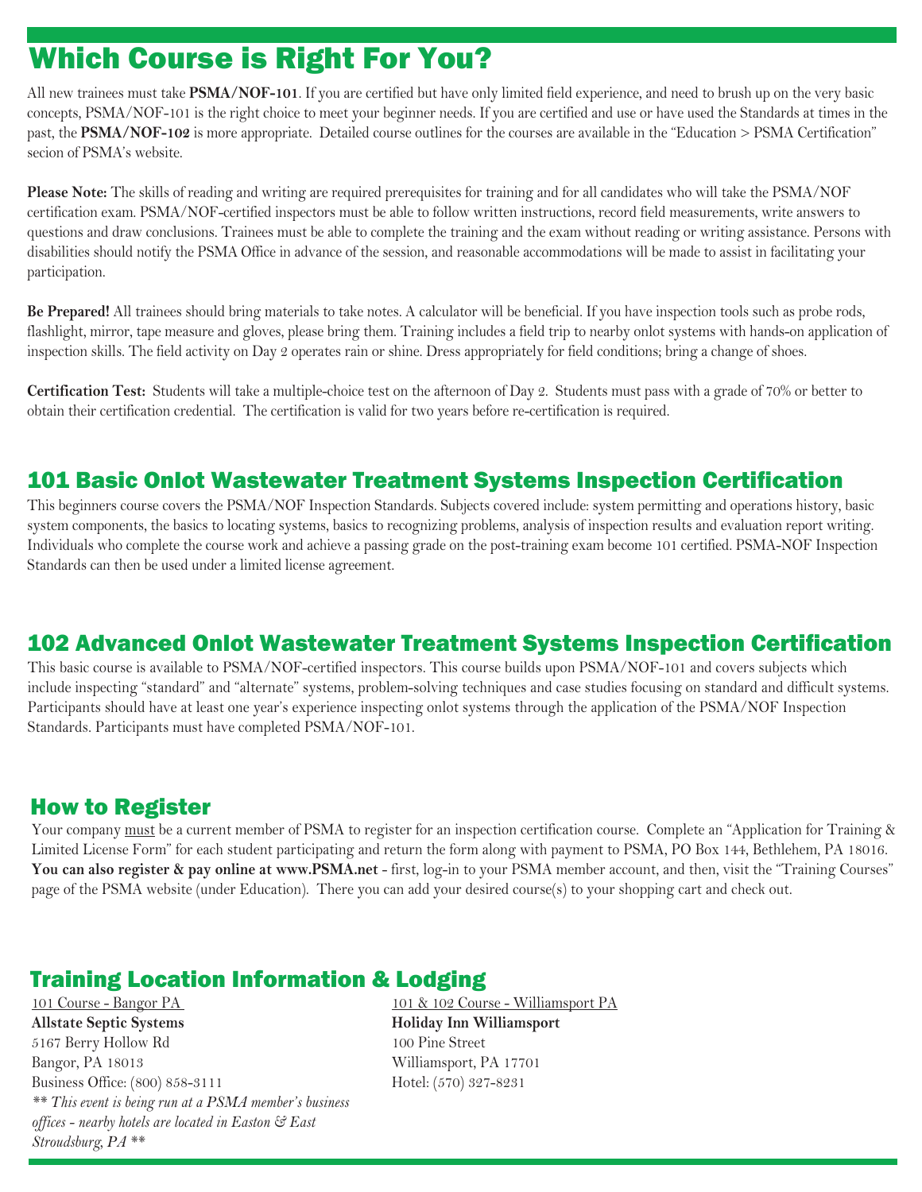# Which Course is Right For You?

All new trainees must take **PSMA/NOF-101**. If you are certified but have only limited field experience, and need to brush up on the very basic concepts, PSMA/NOF-101 is the right choice to meet your beginner needs. If you are certified and use or have used the Standards at times in the past, the **PSMA/NOF-102** is more appropriate. Detailed course outlines for the courses are available in the "Education > PSMA Certification" secion of PSMA's website.

**Please Note:** The skills of reading and writing are required prerequisites for training and for all candidates who will take the PSMA/NOF certification exam. PSMA/NOF-certified inspectors must be able to follow written instructions, record field measurements, write answers to questions and draw conclusions. Trainees must be able to complete the training and the exam without reading or writing assistance. Persons with disabilities should notify the PSMA Office in advance of the session, and reasonable accommodations will be made to assist in facilitating your participation.

**Be Prepared!** All trainees should bring materials to take notes. A calculator will be beneficial. If you have inspection tools such as probe rods, flashlight, mirror, tape measure and gloves, please bring them. Training includes a field trip to nearby onlot systems with hands-on application of inspection skills. The field activity on Day 2 operates rain or shine. Dress appropriately for field conditions; bring a change of shoes.

**Certification Test:** Students will take a multiple-choice test on the afternoon of Day 2. Students must pass with a grade of 70% or better to obtain their certification credential. The certification is valid for two years before re-certification is required.

## 101 Basic Onlot Wastewater Treatment Systems Inspection Certification

This beginners course covers the PSMA/NOF Inspection Standards. Subjects covered include: system permitting and operations history, basic system components, the basics to locating systems, basics to recognizing problems, analysis of inspection results and evaluation report writing. Individuals who complete the course work and achieve a passing grade on the post-training exam become 101 certified. PSMA-NOF Inspection Standards can then be used under a limited license agreement.

## 102 Advanced Onlot Wastewater Treatment Systems Inspection Certification

This basic course is available to PSMA/NOF-certified inspectors. This course builds upon PSMA/NOF-101 and covers subjects which include inspecting "standard" and "alternate" systems, problem-solving techniques and case studies focusing on standard and difficult systems. Participants should have at least one year's experience inspecting onlot systems through the application of the PSMA/NOF Inspection Standards. Participants must have completed PSMA/NOF-101.

## How to Register

Your company must be a current member of PSMA to register for an inspection certification course. Complete an "Application for Training & Limited License Form" for each student participating and return the form along with payment to PSMA, PO Box 144, Bethlehem, PA 18016. **You can also register & pay online at www.PSMA.net** - first, log-in to your PSMA member account, and then, visit the "Training Courses" page of the PSMA website (under Education). There you can add your desired course(s) to your shopping cart and check out.

## Training Location Information & Lodging

101 Course - Bangor PA
**Allstate Septic Systems**
5167 Berry Hollow Rd
Bangor, PA 18013
Business Office: (800) 858-3111
*** This event is being run at a PSMA member's business offices - nearby hotels are located in Easton & East Stroudsburg, PA ***

101 & 102 Course - Williamsport PA
**Holiday Inn Williamsport**
100 Pine Street
Williamsport, PA 17701
Hotel: (570) 327-8231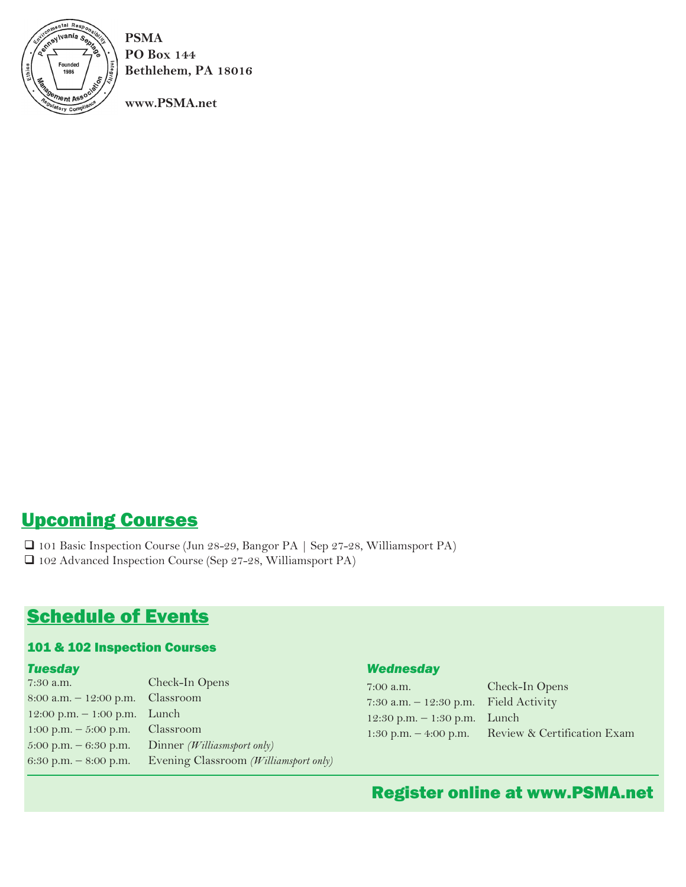**PSMA**
**PO Box 144**
**Bethlehem, PA 18016**

**www.PSMA.net**

## Upcoming Courses

- ❑ 101 Basic Inspection Course (Jun 28-29, Bangor PA | Sep 27-28, Williamsport PA)
- ❑ 102 Advanced Inspection Course (Sep 27-28, Williamsport PA)

## Schedule of Events

### 101 & 102 Inspection Courses

#### *Tuesday*

| | |
|---|---|
| 7:30 a.m. | Check-In Opens |
| 8:00 a.m. – 12:00 p.m. | Classroom |
| 12:00 p.m. – 1:00 p.m. | Lunch |
| 1:00 p.m. – 5:00 p.m. | Classroom |
| 5:00 p.m. – 6:30 p.m. | Dinner *(Williasmsport only)* |
| 6:30 p.m. – 8:00 p.m. | Evening Classroom *(Williamsport only)* |

#### *Wednesday*

| | |
|---|---|
| 7:00 a.m. | Check-In Opens |
| 7:30 a.m. – 12:30 p.m. | Field Activity |
| 12:30 p.m. – 1:30 p.m. | Lunch |
| 1:30 p.m. – 4:00 p.m. | Review & Certification Exam |

**Register online at www.PSMA.net**